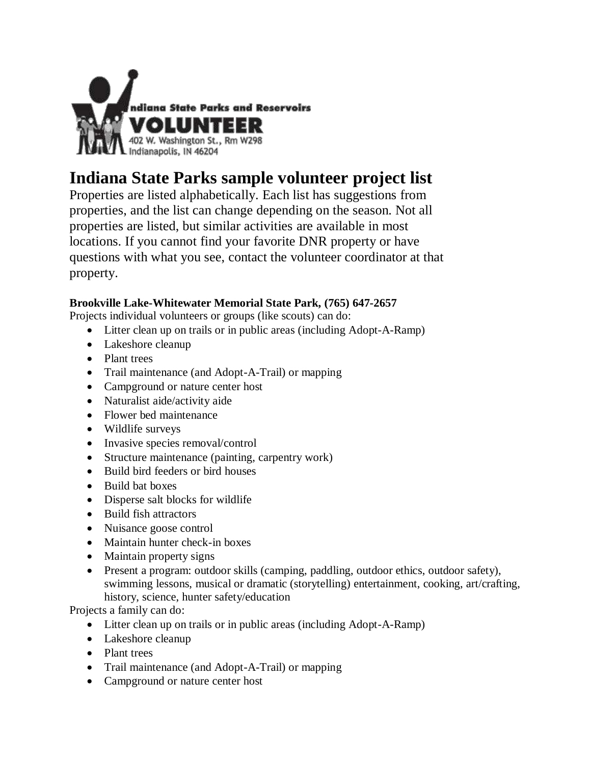Indiana State Parks and Reservoirs
VOLUNTEER
402 W. Washington St., Rm W298
Indianapolis, IN 46204

# Indiana State Parks sample volunteer project list

Properties are listed alphabetically. Each list has suggestions from properties, and the list can change depending on the season. Not all properties are listed, but similar activities are available in most locations. If you cannot find your favorite DNR property or have questions with what you see, contact the volunteer coordinator at that property.

**Brookville Lake-Whitewater Memorial State Park, (765) 647-2657**

Projects individual volunteers or groups (like scouts) can do:

- Litter clean up on trails or in public areas (including Adopt-A-Ramp)
- Lakeshore cleanup
- Plant trees
- Trail maintenance (and Adopt-A-Trail) or mapping
- Campground or nature center host
- Naturalist aide/activity aide
- Flower bed maintenance
- Wildlife surveys
- Invasive species removal/control
- Structure maintenance (painting, carpentry work)
- Build bird feeders or bird houses
- Build bat boxes
- Disperse salt blocks for wildlife
- Build fish attractors
- Nuisance goose control
- Maintain hunter check-in boxes
- Maintain property signs
- Present a program: outdoor skills (camping, paddling, outdoor ethics, outdoor safety), swimming lessons, musical or dramatic (storytelling) entertainment, cooking, art/crafting, history, science, hunter safety/education

Projects a family can do:

- Litter clean up on trails or in public areas (including Adopt-A-Ramp)
- Lakeshore cleanup
- Plant trees
- Trail maintenance (and Adopt-A-Trail) or mapping
- Campground or nature center host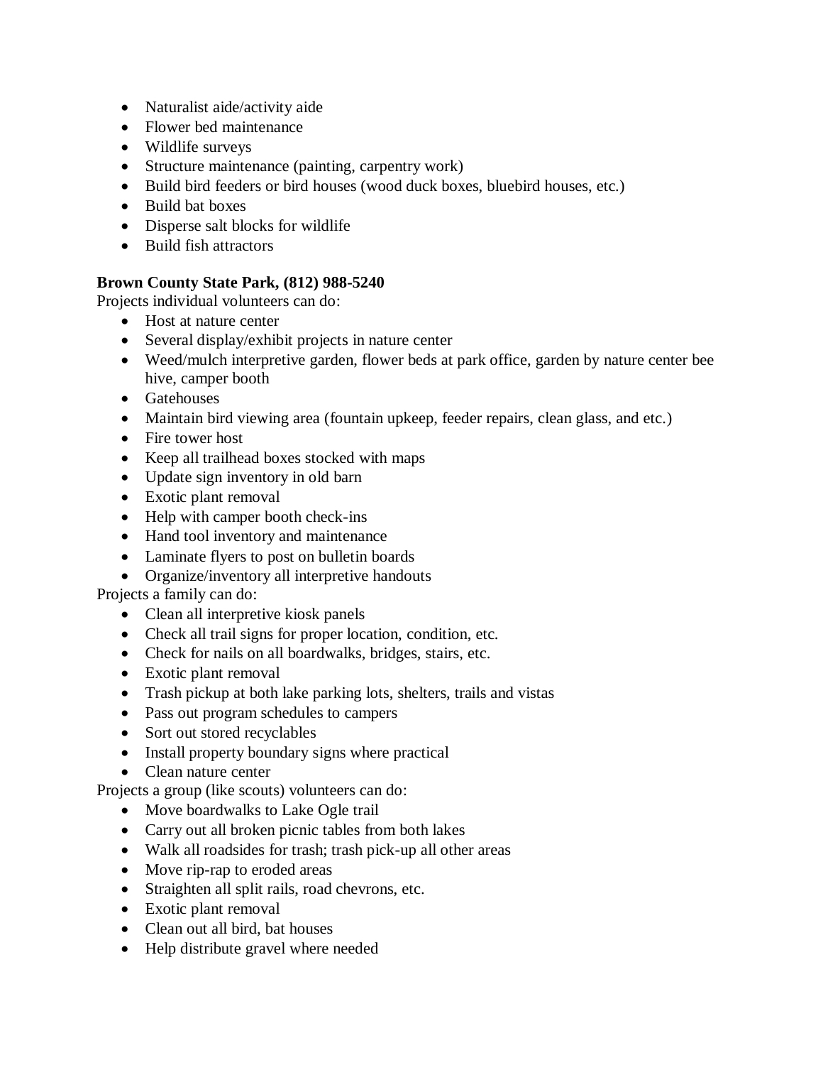- Naturalist aide/activity aide
- Flower bed maintenance
- Wildlife surveys
- Structure maintenance (painting, carpentry work)
- Build bird feeders or bird houses (wood duck boxes, bluebird houses, etc.)
- Build bat boxes
- Disperse salt blocks for wildlife
- Build fish attractors

**Brown County State Park, (812) 988-5240**

Projects individual volunteers can do:

- Host at nature center
- Several display/exhibit projects in nature center
- Weed/mulch interpretive garden, flower beds at park office, garden by nature center bee hive, camper booth
- Gatehouses
- Maintain bird viewing area (fountain upkeep, feeder repairs, clean glass, and etc.)
- Fire tower host
- Keep all trailhead boxes stocked with maps
- Update sign inventory in old barn
- Exotic plant removal
- Help with camper booth check-ins
- Hand tool inventory and maintenance
- Laminate flyers to post on bulletin boards
- Organize/inventory all interpretive handouts

Projects a family can do:

- Clean all interpretive kiosk panels
- Check all trail signs for proper location, condition, etc.
- Check for nails on all boardwalks, bridges, stairs, etc.
- Exotic plant removal
- Trash pickup at both lake parking lots, shelters, trails and vistas
- Pass out program schedules to campers
- Sort out stored recyclables
- Install property boundary signs where practical
- Clean nature center

Projects a group (like scouts) volunteers can do:

- Move boardwalks to Lake Ogle trail
- Carry out all broken picnic tables from both lakes
- Walk all roadsides for trash; trash pick-up all other areas
- Move rip-rap to eroded areas
- Straighten all split rails, road chevrons, etc.
- Exotic plant removal
- Clean out all bird, bat houses
- Help distribute gravel where needed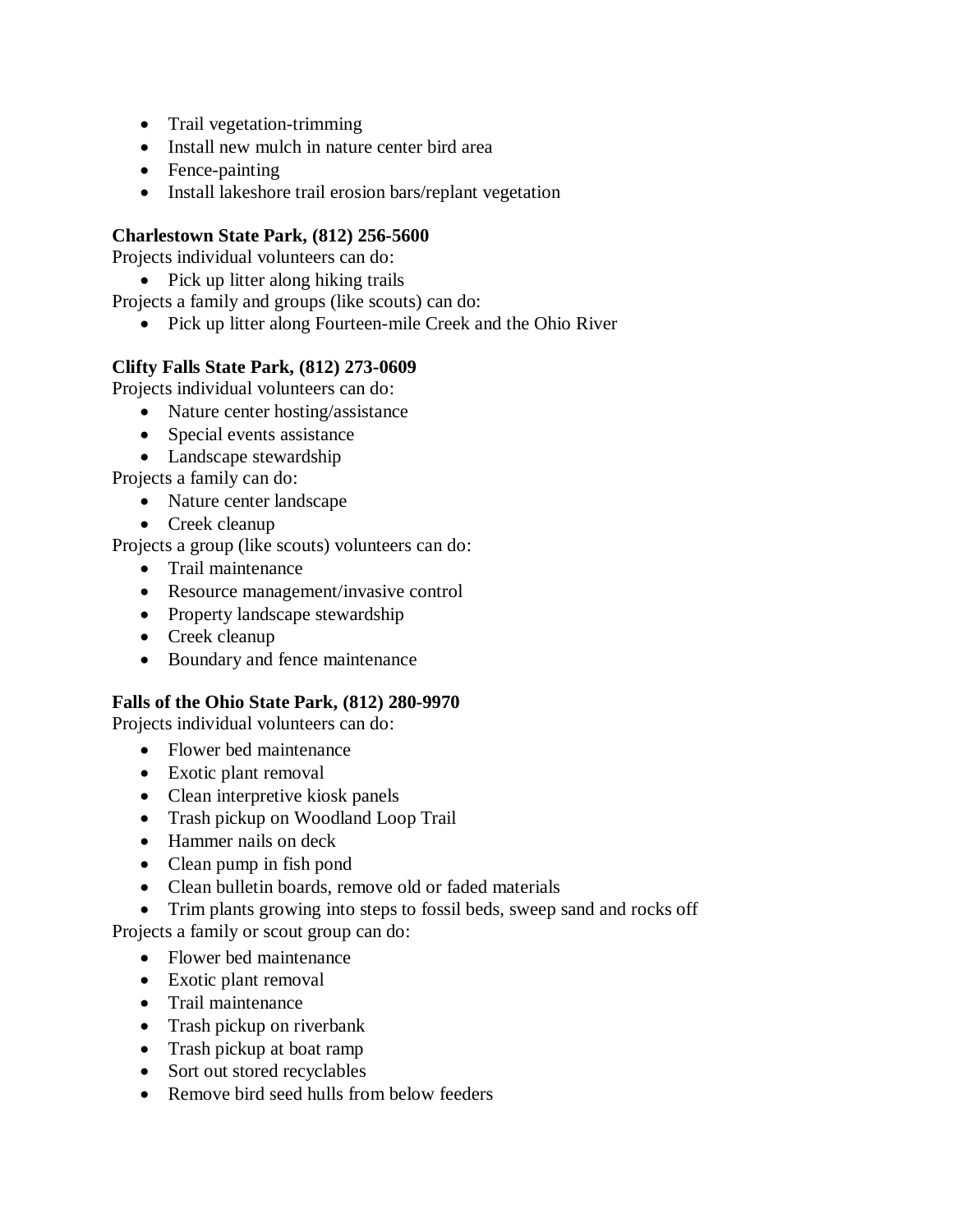- Trail vegetation-trimming
- Install new mulch in nature center bird area
- Fence-painting
- Install lakeshore trail erosion bars/replant vegetation

**Charlestown State Park, (812) 256-5600**

Projects individual volunteers can do:

- Pick up litter along hiking trails

Projects a family and groups (like scouts) can do:

- Pick up litter along Fourteen-mile Creek and the Ohio River

**Clifty Falls State Park, (812) 273-0609**

Projects individual volunteers can do:

- Nature center hosting/assistance
- Special events assistance
- Landscape stewardship

Projects a family can do:

- Nature center landscape
- Creek cleanup

Projects a group (like scouts) volunteers can do:

- Trail maintenance
- Resource management/invasive control
- Property landscape stewardship
- Creek cleanup
- Boundary and fence maintenance

**Falls of the Ohio State Park, (812) 280-9970**

Projects individual volunteers can do:

- Flower bed maintenance
- Exotic plant removal
- Clean interpretive kiosk panels
- Trash pickup on Woodland Loop Trail
- Hammer nails on deck
- Clean pump in fish pond
- Clean bulletin boards, remove old or faded materials
- Trim plants growing into steps to fossil beds, sweep sand and rocks off

Projects a family or scout group can do:

- Flower bed maintenance
- Exotic plant removal
- Trail maintenance
- Trash pickup on riverbank
- Trash pickup at boat ramp
- Sort out stored recyclables
- Remove bird seed hulls from below feeders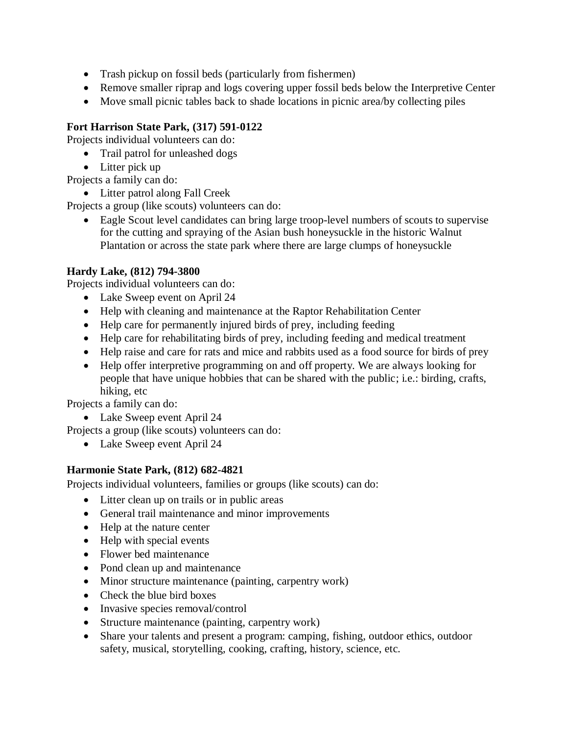- Trash pickup on fossil beds (particularly from fishermen)
- Remove smaller riprap and logs covering upper fossil beds below the Interpretive Center
- Move small picnic tables back to shade locations in picnic area/by collecting piles

**Fort Harrison State Park, (317) 591-0122**

Projects individual volunteers can do:

- Trail patrol for unleashed dogs
- Litter pick up

Projects a family can do:

- Litter patrol along Fall Creek

Projects a group (like scouts) volunteers can do:

- Eagle Scout level candidates can bring large troop-level numbers of scouts to supervise for the cutting and spraying of the Asian bush honeysuckle in the historic Walnut Plantation or across the state park where there are large clumps of honeysuckle

**Hardy Lake, (812) 794-3800**

Projects individual volunteers can do:

- Lake Sweep event on April 24
- Help with cleaning and maintenance at the Raptor Rehabilitation Center
- Help care for permanently injured birds of prey, including feeding
- Help care for rehabilitating birds of prey, including feeding and medical treatment
- Help raise and care for rats and mice and rabbits used as a food source for birds of prey
- Help offer interpretive programming on and off property. We are always looking for people that have unique hobbies that can be shared with the public; i.e.: birding, crafts, hiking, etc

Projects a family can do:

- Lake Sweep event April 24

Projects a group (like scouts) volunteers can do:

- Lake Sweep event April 24

**Harmonie State Park, (812) 682-4821**

Projects individual volunteers, families or groups (like scouts) can do:

- Litter clean up on trails or in public areas
- General trail maintenance and minor improvements
- Help at the nature center
- Help with special events
- Flower bed maintenance
- Pond clean up and maintenance
- Minor structure maintenance (painting, carpentry work)
- Check the blue bird boxes
- Invasive species removal/control
- Structure maintenance (painting, carpentry work)
- Share your talents and present a program: camping, fishing, outdoor ethics, outdoor safety, musical, storytelling, cooking, crafting, history, science, etc.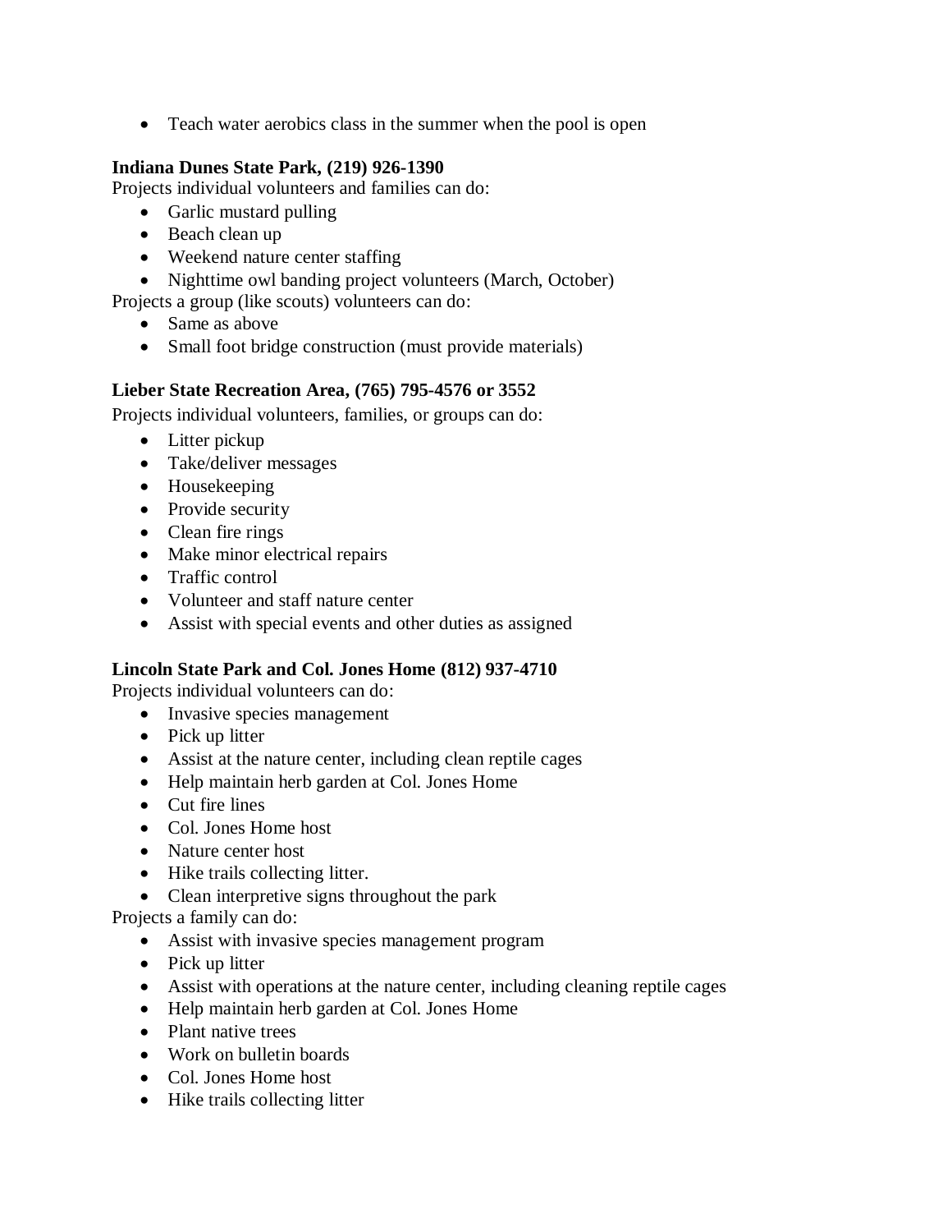- Teach water aerobics class in the summer when the pool is open

**Indiana Dunes State Park, (219) 926-1390**

Projects individual volunteers and families can do:

- Garlic mustard pulling
- Beach clean up
- Weekend nature center staffing
- Nighttime owl banding project volunteers (March, October)

Projects a group (like scouts) volunteers can do:

- Same as above
- Small foot bridge construction (must provide materials)

**Lieber State Recreation Area, (765) 795-4576 or 3552**

Projects individual volunteers, families, or groups can do:

- Litter pickup
- Take/deliver messages
- Housekeeping
- Provide security
- Clean fire rings
- Make minor electrical repairs
- Traffic control
- Volunteer and staff nature center
- Assist with special events and other duties as assigned

**Lincoln State Park and Col. Jones Home (812) 937-4710**

Projects individual volunteers can do:

- Invasive species management
- Pick up litter
- Assist at the nature center, including clean reptile cages
- Help maintain herb garden at Col. Jones Home
- Cut fire lines
- Col. Jones Home host
- Nature center host
- Hike trails collecting litter.
- Clean interpretive signs throughout the park

Projects a family can do:

- Assist with invasive species management program
- Pick up litter
- Assist with operations at the nature center, including cleaning reptile cages
- Help maintain herb garden at Col. Jones Home
- Plant native trees
- Work on bulletin boards
- Col. Jones Home host
- Hike trails collecting litter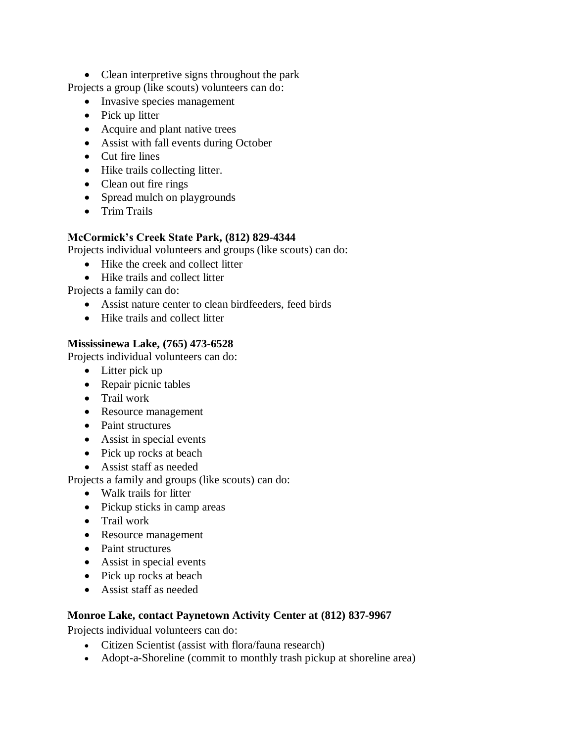- Clean interpretive signs throughout the park

Projects a group (like scouts) volunteers can do:

- Invasive species management
- Pick up litter
- Acquire and plant native trees
- Assist with fall events during October
- Cut fire lines
- Hike trails collecting litter.
- Clean out fire rings
- Spread mulch on playgrounds
- Trim Trails

**McCormick's Creek State Park, (812) 829-4344**

Projects individual volunteers and groups (like scouts) can do:

- Hike the creek and collect litter
- Hike trails and collect litter

Projects a family can do:

- Assist nature center to clean birdfeeders, feed birds
- Hike trails and collect litter

**Mississinewa Lake, (765) 473-6528**

Projects individual volunteers can do:

- Litter pick up
- Repair picnic tables
- Trail work
- Resource management
- Paint structures
- Assist in special events
- Pick up rocks at beach
- Assist staff as needed

Projects a family and groups (like scouts) can do:

- Walk trails for litter
- Pickup sticks in camp areas
- Trail work
- Resource management
- Paint structures
- Assist in special events
- Pick up rocks at beach
- Assist staff as needed

**Monroe Lake, contact Paynetown Activity Center at (812) 837-9967**

Projects individual volunteers can do:

- Citizen Scientist (assist with flora/fauna research)
- Adopt-a-Shoreline (commit to monthly trash pickup at shoreline area)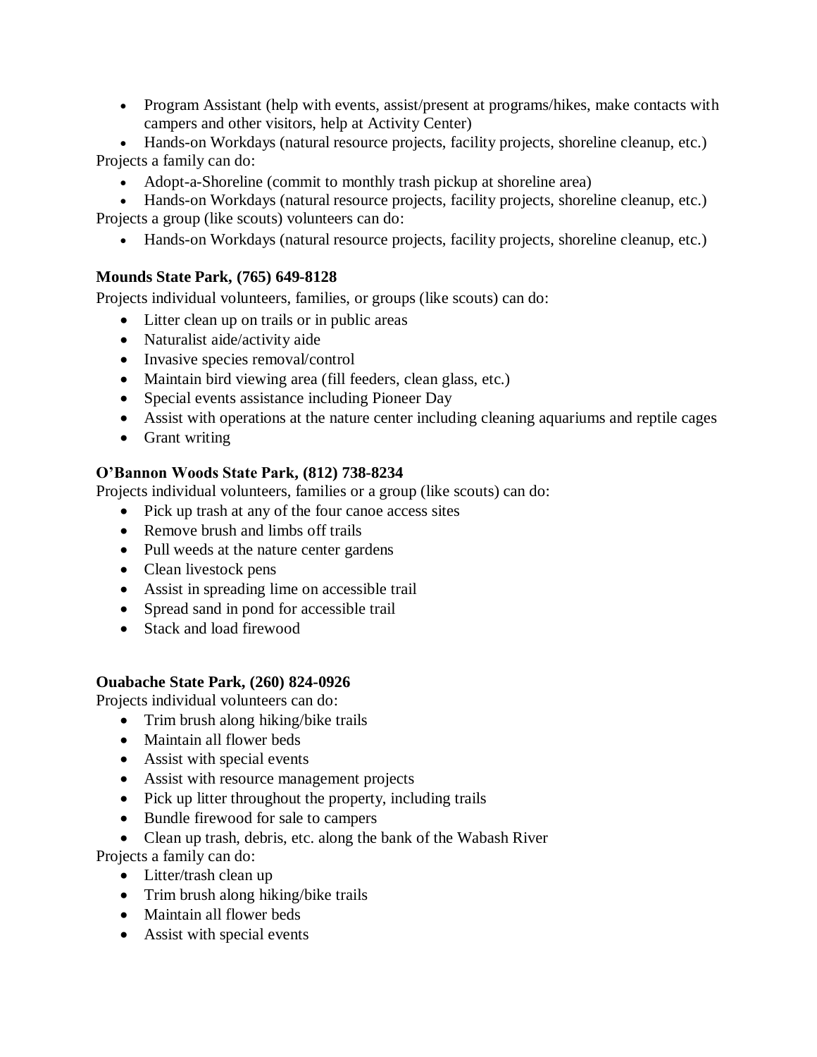- Program Assistant (help with events, assist/present at programs/hikes, make contacts with campers and other visitors, help at Activity Center)
- Hands-on Workdays (natural resource projects, facility projects, shoreline cleanup, etc.)

Projects a family can do:

- Adopt-a-Shoreline (commit to monthly trash pickup at shoreline area)
- Hands-on Workdays (natural resource projects, facility projects, shoreline cleanup, etc.)

Projects a group (like scouts) volunteers can do:

- Hands-on Workdays (natural resource projects, facility projects, shoreline cleanup, etc.)

**Mounds State Park, (765) 649-8128**

Projects individual volunteers, families, or groups (like scouts) can do:

- Litter clean up on trails or in public areas
- Naturalist aide/activity aide
- Invasive species removal/control
- Maintain bird viewing area (fill feeders, clean glass, etc.)
- Special events assistance including Pioneer Day
- Assist with operations at the nature center including cleaning aquariums and reptile cages
- Grant writing

**O'Bannon Woods State Park, (812) 738-8234**

Projects individual volunteers, families or a group (like scouts) can do:

- Pick up trash at any of the four canoe access sites
- Remove brush and limbs off trails
- Pull weeds at the nature center gardens
- Clean livestock pens
- Assist in spreading lime on accessible trail
- Spread sand in pond for accessible trail
- Stack and load firewood

**Ouabache State Park, (260) 824-0926**

Projects individual volunteers can do:

- Trim brush along hiking/bike trails
- Maintain all flower beds
- Assist with special events
- Assist with resource management projects
- Pick up litter throughout the property, including trails
- Bundle firewood for sale to campers
- Clean up trash, debris, etc. along the bank of the Wabash River

Projects a family can do:

- Litter/trash clean up
- Trim brush along hiking/bike trails
- Maintain all flower beds
- Assist with special events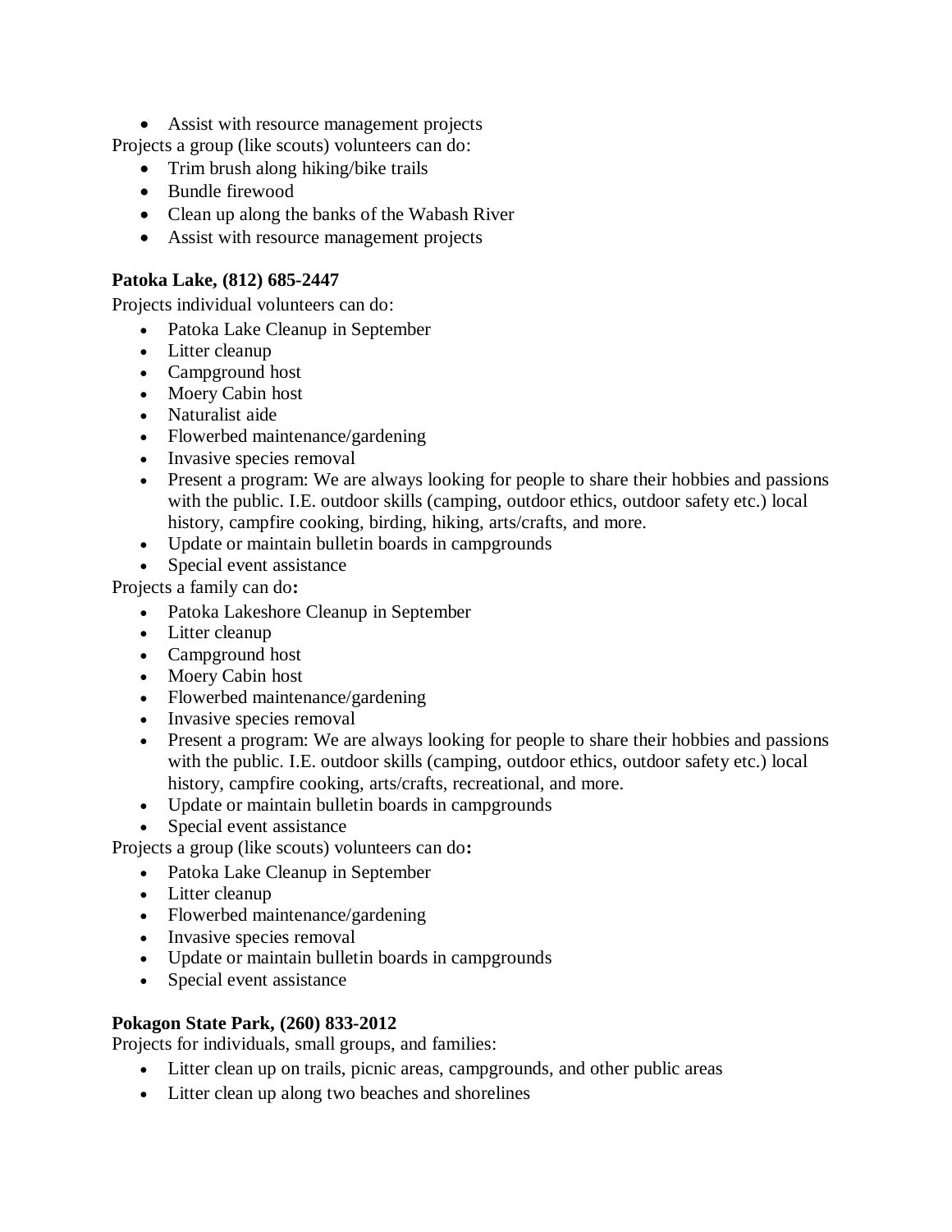- Assist with resource management projects

Projects a group (like scouts) volunteers can do:

- Trim brush along hiking/bike trails
- Bundle firewood
- Clean up along the banks of the Wabash River
- Assist with resource management projects

**Patoka Lake, (812) 685-2447**

Projects individual volunteers can do:

- Patoka Lake Cleanup in September
- Litter cleanup
- Campground host
- Moery Cabin host
- Naturalist aide
- Flowerbed maintenance/gardening
- Invasive species removal
- Present a program: We are always looking for people to share their hobbies and passions with the public. I.E. outdoor skills (camping, outdoor ethics, outdoor safety etc.) local history, campfire cooking, birding, hiking, arts/crafts, and more.
- Update or maintain bulletin boards in campgrounds
- Special event assistance

Projects a family can do**:**

- Patoka Lakeshore Cleanup in September
- Litter cleanup
- Campground host
- Moery Cabin host
- Flowerbed maintenance/gardening
- Invasive species removal
- Present a program: We are always looking for people to share their hobbies and passions with the public. I.E. outdoor skills (camping, outdoor ethics, outdoor safety etc.) local history, campfire cooking, arts/crafts, recreational, and more.
- Update or maintain bulletin boards in campgrounds
- Special event assistance

Projects a group (like scouts) volunteers can do**:**

- Patoka Lake Cleanup in September
- Litter cleanup
- Flowerbed maintenance/gardening
- Invasive species removal
- Update or maintain bulletin boards in campgrounds
- Special event assistance

**Pokagon State Park, (260) 833-2012**

Projects for individuals, small groups, and families:

- Litter clean up on trails, picnic areas, campgrounds, and other public areas
- Litter clean up along two beaches and shorelines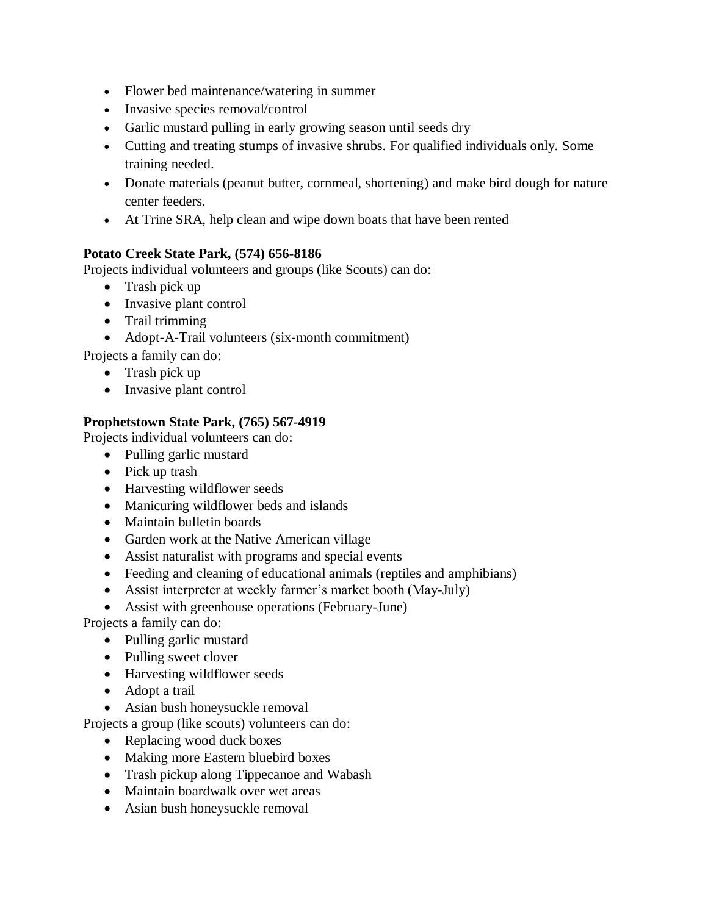- Flower bed maintenance/watering in summer
- Invasive species removal/control
- Garlic mustard pulling in early growing season until seeds dry
- Cutting and treating stumps of invasive shrubs. For qualified individuals only. Some training needed.
- Donate materials (peanut butter, cornmeal, shortening) and make bird dough for nature center feeders.
- At Trine SRA, help clean and wipe down boats that have been rented

**Potato Creek State Park, (574) 656-8186**

Projects individual volunteers and groups (like Scouts) can do:

- Trash pick up
- Invasive plant control
- Trail trimming
- Adopt-A-Trail volunteers (six-month commitment)

Projects a family can do:

- Trash pick up
- Invasive plant control

**Prophetstown State Park, (765) 567-4919**

Projects individual volunteers can do:

- Pulling garlic mustard
- Pick up trash
- Harvesting wildflower seeds
- Manicuring wildflower beds and islands
- Maintain bulletin boards
- Garden work at the Native American village
- Assist naturalist with programs and special events
- Feeding and cleaning of educational animals (reptiles and amphibians)
- Assist interpreter at weekly farmer's market booth (May-July)
- Assist with greenhouse operations (February-June)

Projects a family can do:

- Pulling garlic mustard
- Pulling sweet clover
- Harvesting wildflower seeds
- Adopt a trail
- Asian bush honeysuckle removal

Projects a group (like scouts) volunteers can do:

- Replacing wood duck boxes
- Making more Eastern bluebird boxes
- Trash pickup along Tippecanoe and Wabash
- Maintain boardwalk over wet areas
- Asian bush honeysuckle removal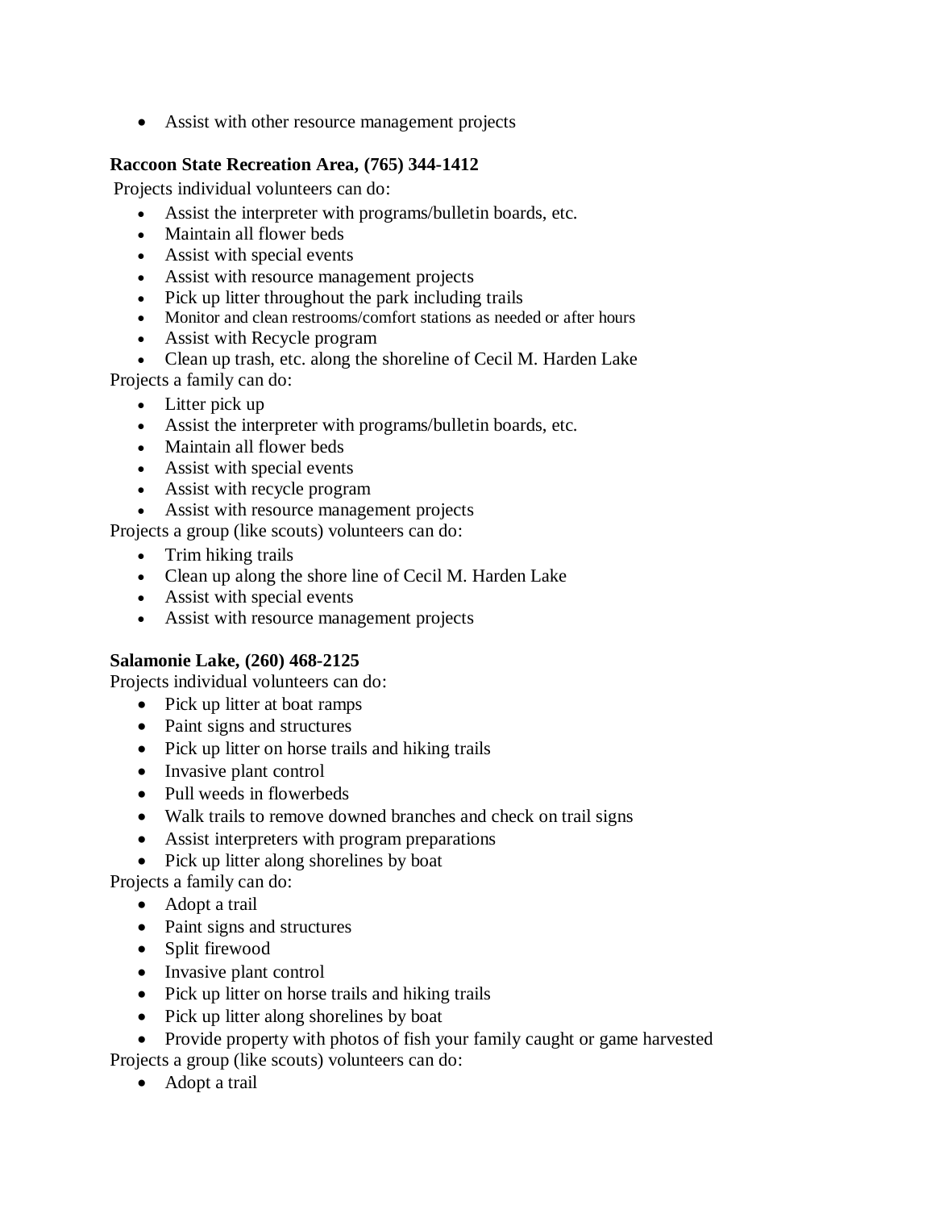- Assist with other resource management projects

**Raccoon State Recreation Area, (765) 344-1412**

Projects individual volunteers can do:

- Assist the interpreter with programs/bulletin boards, etc.
- Maintain all flower beds
- Assist with special events
- Assist with resource management projects
- Pick up litter throughout the park including trails
- Monitor and clean restrooms/comfort stations as needed or after hours
- Assist with Recycle program
- Clean up trash, etc. along the shoreline of Cecil M. Harden Lake

Projects a family can do:

- Litter pick up
- Assist the interpreter with programs/bulletin boards, etc.
- Maintain all flower beds
- Assist with special events
- Assist with recycle program
- Assist with resource management projects

Projects a group (like scouts) volunteers can do:

- Trim hiking trails
- Clean up along the shore line of Cecil M. Harden Lake
- Assist with special events
- Assist with resource management projects

**Salamonie Lake, (260) 468-2125**

Projects individual volunteers can do:

- Pick up litter at boat ramps
- Paint signs and structures
- Pick up litter on horse trails and hiking trails
- Invasive plant control
- Pull weeds in flowerbeds
- Walk trails to remove downed branches and check on trail signs
- Assist interpreters with program preparations
- Pick up litter along shorelines by boat

Projects a family can do:

- Adopt a trail
- Paint signs and structures
- Split firewood
- Invasive plant control
- Pick up litter on horse trails and hiking trails
- Pick up litter along shorelines by boat
- Provide property with photos of fish your family caught or game harvested

Projects a group (like scouts) volunteers can do:

- Adopt a trail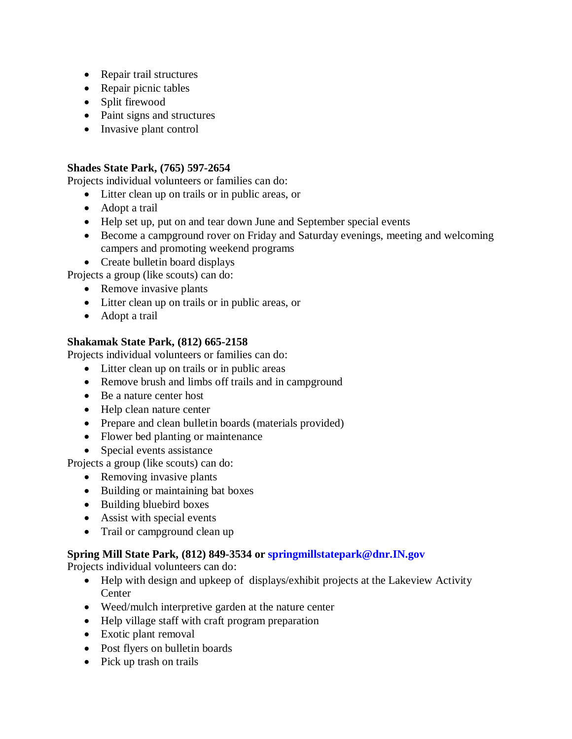- Repair trail structures
- Repair picnic tables
- Split firewood
- Paint signs and structures
- Invasive plant control

**Shades State Park, (765) 597-2654**

Projects individual volunteers or families can do:

- Litter clean up on trails or in public areas, or
- Adopt a trail
- Help set up, put on and tear down June and September special events
- Become a campground rover on Friday and Saturday evenings, meeting and welcoming campers and promoting weekend programs
- Create bulletin board displays

Projects a group (like scouts) can do:

- Remove invasive plants
- Litter clean up on trails or in public areas, or
- Adopt a trail

**Shakamak State Park, (812) 665-2158**

Projects individual volunteers or families can do:

- Litter clean up on trails or in public areas
- Remove brush and limbs off trails and in campground
- Be a nature center host
- Help clean nature center
- Prepare and clean bulletin boards (materials provided)
- Flower bed planting or maintenance
- Special events assistance

Projects a group (like scouts) can do:

- Removing invasive plants
- Building or maintaining bat boxes
- Building bluebird boxes
- Assist with special events
- Trail or campground clean up

**Spring Mill State Park, (812) 849-3534 or springmillstatepark@dnr.IN.gov**

Projects individual volunteers can do:

- Help with design and upkeep of displays/exhibit projects at the Lakeview Activity Center
- Weed/mulch interpretive garden at the nature center
- Help village staff with craft program preparation
- Exotic plant removal
- Post flyers on bulletin boards
- Pick up trash on trails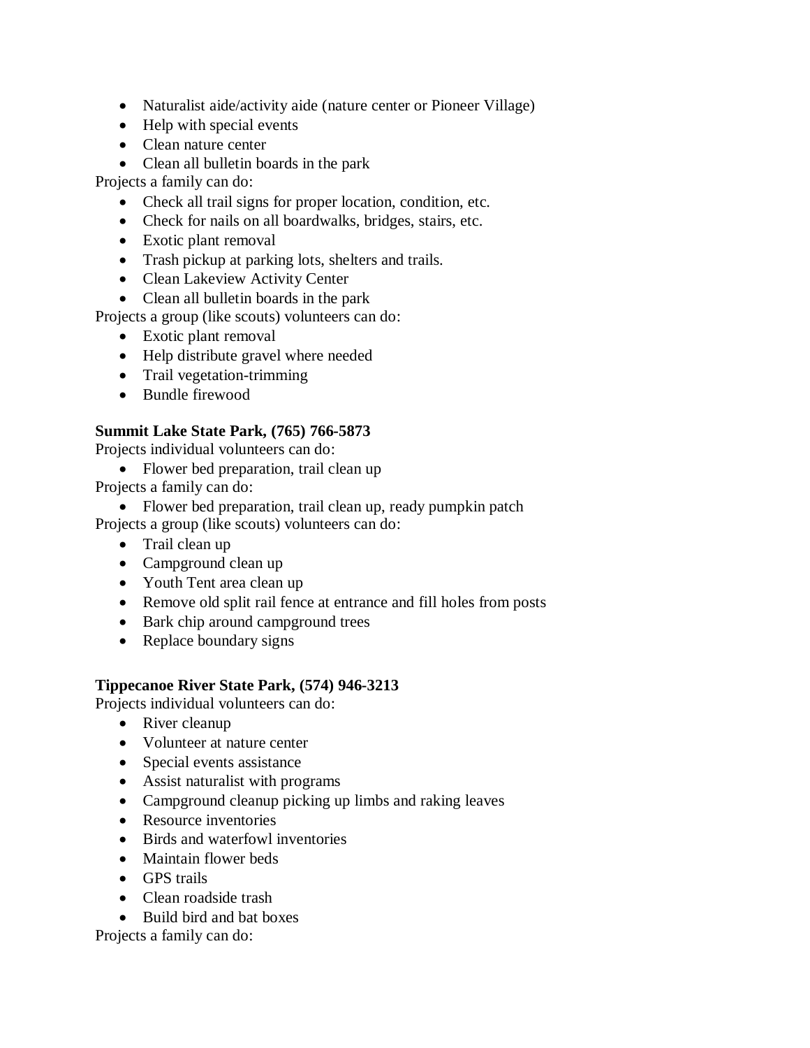- Naturalist aide/activity aide (nature center or Pioneer Village)
- Help with special events
- Clean nature center
- Clean all bulletin boards in the park

Projects a family can do:

- Check all trail signs for proper location, condition, etc.
- Check for nails on all boardwalks, bridges, stairs, etc.
- Exotic plant removal
- Trash pickup at parking lots, shelters and trails.
- Clean Lakeview Activity Center
- Clean all bulletin boards in the park

Projects a group (like scouts) volunteers can do:

- Exotic plant removal
- Help distribute gravel where needed
- Trail vegetation-trimming
- Bundle firewood

**Summit Lake State Park, (765) 766-5873**

Projects individual volunteers can do:

- Flower bed preparation, trail clean up

Projects a family can do:

- Flower bed preparation, trail clean up, ready pumpkin patch

Projects a group (like scouts) volunteers can do:

- Trail clean up
- Campground clean up
- Youth Tent area clean up
- Remove old split rail fence at entrance and fill holes from posts
- Bark chip around campground trees
- Replace boundary signs

**Tippecanoe River State Park, (574) 946-3213**

Projects individual volunteers can do:

- River cleanup
- Volunteer at nature center
- Special events assistance
- Assist naturalist with programs
- Campground cleanup picking up limbs and raking leaves
- Resource inventories
- Birds and waterfowl inventories
- Maintain flower beds
- GPS trails
- Clean roadside trash
- Build bird and bat boxes

Projects a family can do: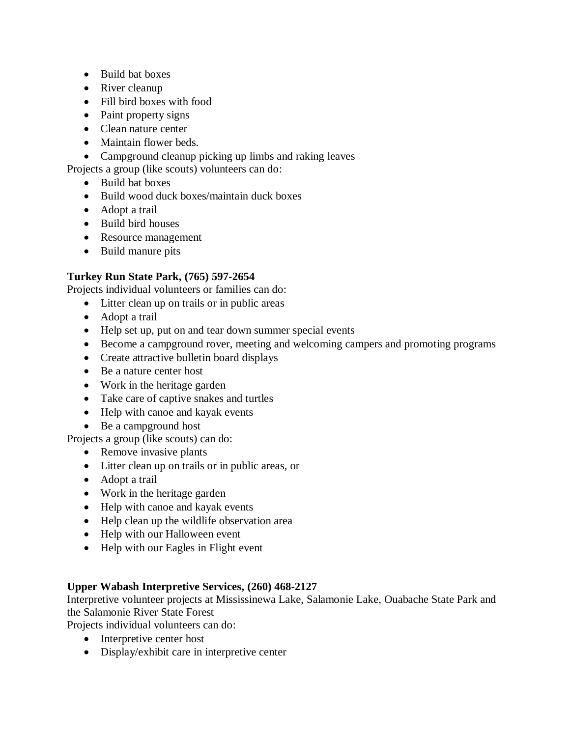- Build bat boxes
- River cleanup
- Fill bird boxes with food
- Paint property signs
- Clean nature center
- Maintain flower beds.
- Campground cleanup picking up limbs and raking leaves

Projects a group (like scouts) volunteers can do:

- Build bat boxes
- Build wood duck boxes/maintain duck boxes
- Adopt a trail
- Build bird houses
- Resource management
- Build manure pits

**Turkey Run State Park, (765) 597-2654**

Projects individual volunteers or families can do:

- Litter clean up on trails or in public areas
- Adopt a trail
- Help set up, put on and tear down summer special events
- Become a campground rover, meeting and welcoming campers and promoting programs
- Create attractive bulletin board displays
- Be a nature center host
- Work in the heritage garden
- Take care of captive snakes and turtles
- Help with canoe and kayak events
- Be a campground host

Projects a group (like scouts) can do:

- Remove invasive plants
- Litter clean up on trails or in public areas, or
- Adopt a trail
- Work in the heritage garden
- Help with canoe and kayak events
- Help clean up the wildlife observation area
- Help with our Halloween event
- Help with our Eagles in Flight event

**Upper Wabash Interpretive Services, (260) 468-2127**

Interpretive volunteer projects at Mississinewa Lake, Salamonie Lake, Ouabache State Park and the Salamonie River State Forest

Projects individual volunteers can do:

- Interpretive center host
- Display/exhibit care in interpretive center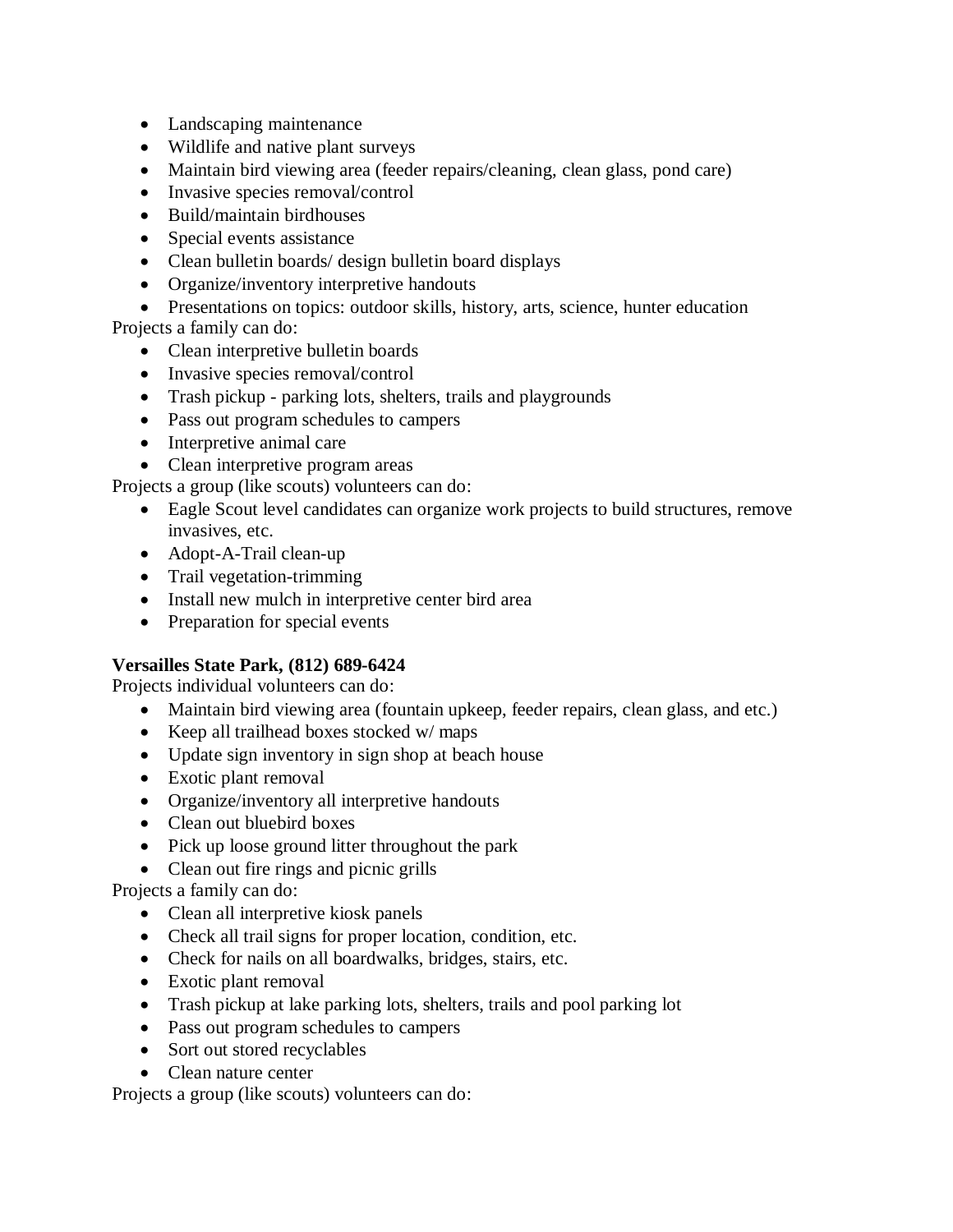- Landscaping maintenance
- Wildlife and native plant surveys
- Maintain bird viewing area (feeder repairs/cleaning, clean glass, pond care)
- Invasive species removal/control
- Build/maintain birdhouses
- Special events assistance
- Clean bulletin boards/ design bulletin board displays
- Organize/inventory interpretive handouts
- Presentations on topics: outdoor skills, history, arts, science, hunter education

Projects a family can do:

- Clean interpretive bulletin boards
- Invasive species removal/control
- Trash pickup - parking lots, shelters, trails and playgrounds
- Pass out program schedules to campers
- Interpretive animal care
- Clean interpretive program areas

Projects a group (like scouts) volunteers can do:

- Eagle Scout level candidates can organize work projects to build structures, remove invasives, etc.
- Adopt-A-Trail clean-up
- Trail vegetation-trimming
- Install new mulch in interpretive center bird area
- Preparation for special events

**Versailles State Park, (812) 689-6424**

Projects individual volunteers can do:

- Maintain bird viewing area (fountain upkeep, feeder repairs, clean glass, and etc.)
- Keep all trailhead boxes stocked w/ maps
- Update sign inventory in sign shop at beach house
- Exotic plant removal
- Organize/inventory all interpretive handouts
- Clean out bluebird boxes
- Pick up loose ground litter throughout the park
- Clean out fire rings and picnic grills

Projects a family can do:

- Clean all interpretive kiosk panels
- Check all trail signs for proper location, condition, etc.
- Check for nails on all boardwalks, bridges, stairs, etc.
- Exotic plant removal
- Trash pickup at lake parking lots, shelters, trails and pool parking lot
- Pass out program schedules to campers
- Sort out stored recyclables
- Clean nature center

Projects a group (like scouts) volunteers can do: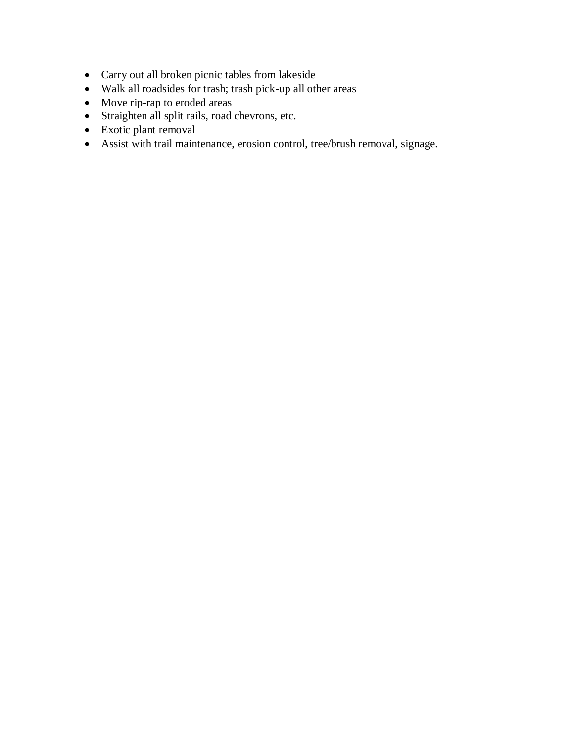- Carry out all broken picnic tables from lakeside
- Walk all roadsides for trash; trash pick-up all other areas
- Move rip-rap to eroded areas
- Straighten all split rails, road chevrons, etc.
- Exotic plant removal
- Assist with trail maintenance, erosion control, tree/brush removal, signage.